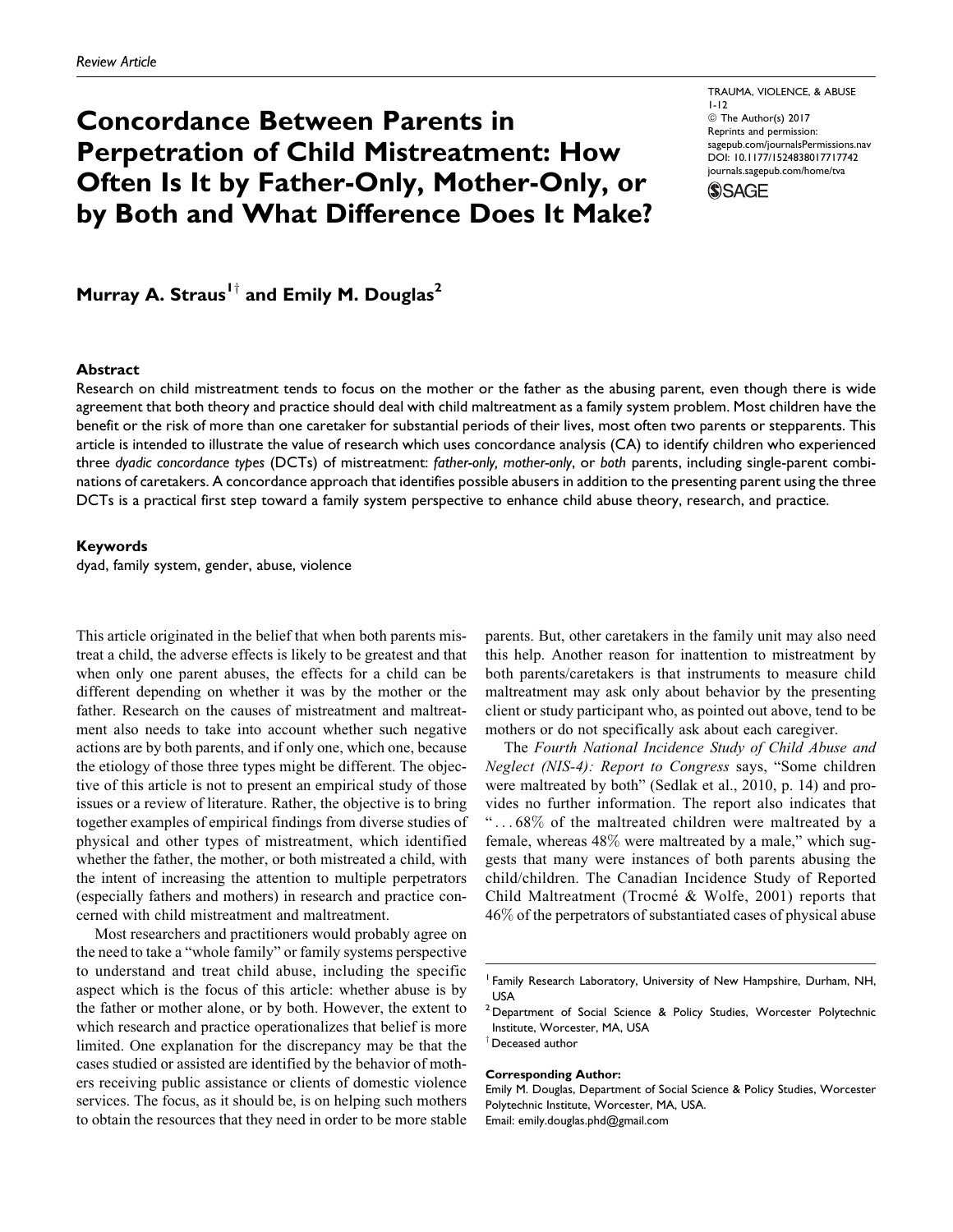Review Article

# Concordance Between Parents in Perpetration of Child Mistreatment: How Often Is It by Father-Only, Mother-Only, or by Both and What Difference Does It Make?

TRAUMA, VIOLENCE, & ABUSE
1-12
© The Author(s) 2017
Reprints and permission: sagepub.com/journalsPermissions.nav
DOI: 10.1177/1524838017717742
journals.sagepub.com/home/tva

**Murray A. Straus[1†] and Emily M. Douglas[2]**

## Abstract

Research on child mistreatment tends to focus on the mother or the father as the abusing parent, even though there is wide agreement that both theory and practice should deal with child maltreatment as a family system problem. Most children have the benefit or the risk of more than one caretaker for substantial periods of their lives, most often two parents or stepparents. This article is intended to illustrate the value of research which uses concordance analysis (CA) to identify children who experienced three *dyadic concordance types* (DCTs) of mistreatment: *father-only*, *mother-only*, or *both* parents, including single-parent combinations of caretakers. A concordance approach that identifies possible abusers in addition to the presenting parent using the three DCTs is a practical first step toward a family system perspective to enhance child abuse theory, research, and practice.

## Keywords

dyad, family system, gender, abuse, violence

This article originated in the belief that when both parents mistreat a child, the adverse effects is likely to be greatest and that when only one parent abuses, the effects for a child can be different depending on whether it was by the mother or the father. Research on the causes of mistreatment and maltreatment also needs to take into account whether such negative actions are by both parents, and if only one, which one, because the etiology of those three types might be different. The objective of this article is not to present an empirical study of those issues or a review of literature. Rather, the objective is to bring together examples of empirical findings from diverse studies of physical and other types of mistreatment, which identified whether the father, the mother, or both mistreated a child, with the intent of increasing the attention to multiple perpetrators (especially fathers and mothers) in research and practice concerned with child mistreatment and maltreatment.

Most researchers and practitioners would probably agree on the need to take a "whole family" or family systems perspective to understand and treat child abuse, including the specific aspect which is the focus of this article: whether abuse is by the father or mother alone, or by both. However, the extent to which research and practice operationalizes that belief is more limited. One explanation for the discrepancy may be that the cases studied or assisted are identified by the behavior of mothers receiving public assistance or clients of domestic violence services. The focus, as it should be, is on helping such mothers to obtain the resources that they need in order to be more stable parents. But, other caretakers in the family unit may also need this help. Another reason for inattention to mistreatment by both parents/caretakers is that instruments to measure child maltreatment may ask only about behavior by the presenting client or study participant who, as pointed out above, tend to be mothers or do not specifically ask about each caregiver.

The *Fourth National Incidence Study of Child Abuse and Neglect (NIS-4): Report to Congress* says, "Some children were maltreated by both" (Sedlak et al., 2010, p. 14) and provides no further information. The report also indicates that "...68% of the maltreated children were maltreated by a female, whereas 48% were maltreated by a male," which suggests that many were instances of both parents abusing the child/children. The Canadian Incidence Study of Reported Child Maltreatment (Trocmé & Wolfe, 2001) reports that 46% of the perpetrators of substantiated cases of physical abuse

[1] Family Research Laboratory, University of New Hampshire, Durham, NH, USA
[2] Department of Social Science & Policy Studies, Worcester Polytechnic Institute, Worcester, MA, USA
[†] Deceased author

**Corresponding Author:**
Emily M. Douglas, Department of Social Science & Policy Studies, Worcester Polytechnic Institute, Worcester, MA, USA.
Email: emily.douglas.phd@gmail.com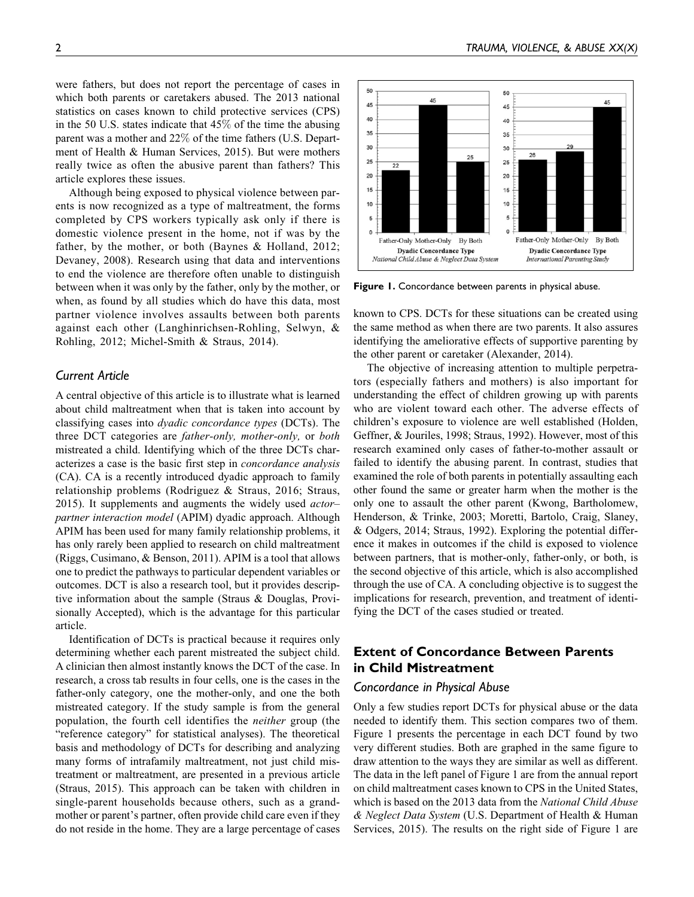were fathers, but does not report the percentage of cases in which both parents or caretakers abused. The 2013 national statistics on cases known to child protective services (CPS) in the 50 U.S. states indicate that 45% of the time the abusing parent was a mother and 22% of the time fathers (U.S. Department of Health & Human Services, 2015). But were mothers really twice as often the abusive parent than fathers? This article explores these issues.

Although being exposed to physical violence between parents is now recognized as a type of maltreatment, the forms completed by CPS workers typically ask only if there is domestic violence present in the home, not if was by the father, by the mother, or both (Baynes & Holland, 2012; Devaney, 2008). Research using that data and interventions to end the violence are therefore often unable to distinguish between when it was only by the father, only by the mother, or when, as found by all studies which do have this data, most partner violence involves assaults between both parents against each other (Langhinrichsen-Rohling, Selwyn, & Rohling, 2012; Michel-Smith & Straus, 2014).

### Current Article

A central objective of this article is to illustrate what is learned about child maltreatment when that is taken into account by classifying cases into *dyadic concordance types* (DCTs). The three DCT categories are *father-only, mother-only,* or *both* mistreated a child. Identifying which of the three DCTs characterizes a case is the basic first step in *concordance analysis* (CA). CA is a recently introduced dyadic approach to family relationship problems (Rodriguez & Straus, 2016; Straus, 2015). It supplements and augments the widely used *actor–partner interaction model* (APIM) dyadic approach. Although APIM has been used for many family relationship problems, it has only rarely been applied to research on child maltreatment (Riggs, Cusimano, & Benson, 2011). APIM is a tool that allows one to predict the pathways to particular dependent variables or outcomes. DCT is also a research tool, but it provides descriptive information about the sample (Straus & Douglas, Provisionally Accepted), which is the advantage for this particular article.

Identification of DCTs is practical because it requires only determining whether each parent mistreated the subject child. A clinician then almost instantly knows the DCT of the case. In research, a cross tab results in four cells, one is the cases in the father-only category, one the mother-only, and one the both mistreated category. If the study sample is from the general population, the fourth cell identifies the *neither* group (the "reference category" for statistical analyses). The theoretical basis and methodology of DCTs for describing and analyzing many forms of intrafamily maltreatment, not just child mistreatment or maltreatment, are presented in a previous article (Straus, 2015). This approach can be taken with children in single-parent households because others, such as a grandmother or parent's partner, often provide child care even if they do not reside in the home. They are a large percentage of cases known to CPS. DCTs for these situations can be created using the same method as when there are two parents. It also assures identifying the ameliorative effects of supportive parenting by the other parent or caretaker (Alexander, 2014).

The objective of increasing attention to multiple perpetrators (especially fathers and mothers) is also important for understanding the effect of children growing up with parents who are violent toward each other. The adverse effects of children's exposure to violence are well established (Holden, Geffner, & Jouriles, 1998; Straus, 1992). However, most of this research examined only cases of father-to-mother assault or failed to identify the abusing parent. In contrast, studies that examined the role of both parents in potentially assaulting each other found the same or greater harm when the mother is the only one to assault the other parent (Kwong, Bartholomew, Henderson, & Trinke, 2003; Moretti, Bartolo, Craig, Slaney, & Odgers, 2014; Straus, 1992). Exploring the potential difference it makes in outcomes if the child is exposed to violence between partners, that is mother-only, father-only, or both, is the second objective of this article, which is also accomplished through the use of CA. A concluding objective is to suggest the implications for research, prevention, and treatment of identifying the DCT of the cases studied or treated.

| Dyadic Concordance Type | National Child Abuse & Neglect Data System | International Parenting Study |
| --- | --- | --- |
| Father-Only | 22 | 26 |
| Mother-Only | 45 | 29 |
| By Both | 25 | 45 |

**Figure 1.** Concordance between parents in physical abuse.

## Extent of Concordance Between Parents in Child Mistreatment

### Concordance in Physical Abuse

Only a few studies report DCTs for physical abuse or the data needed to identify them. This section compares two of them. Figure 1 presents the percentage in each DCT found by two very different studies. Both are graphed in the same figure to draw attention to the ways they are similar as well as different. The data in the left panel of Figure 1 are from the annual report on child maltreatment cases known to CPS in the United States, which is based on the 2013 data from the *National Child Abuse & Neglect Data System* (U.S. Department of Health & Human Services, 2015). The results on the right side of Figure 1 are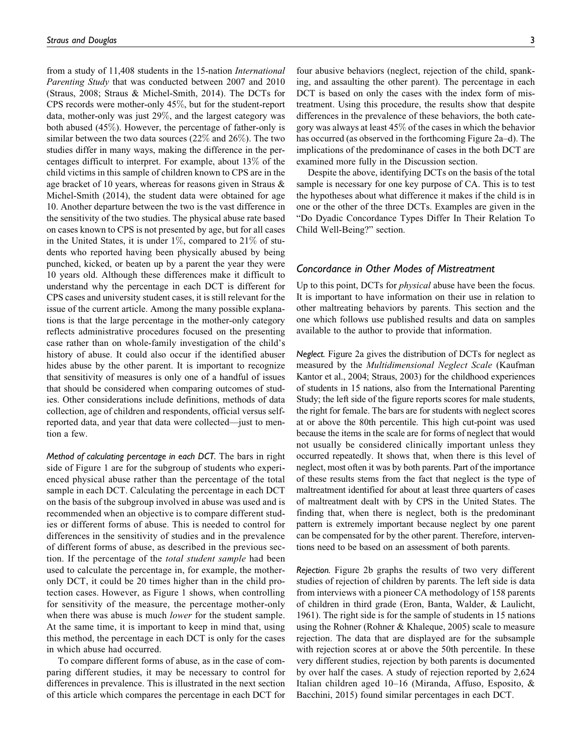from a study of 11,408 students in the 15-nation *International Parenting Study* that was conducted between 2007 and 2010 (Straus, 2008; Straus & Michel-Smith, 2014). The DCTs for CPS records were mother-only 45%, but for the student-report data, mother-only was just 29%, and the largest category was both abused (45%). However, the percentage of father-only is similar between the two data sources (22% and 26%). The two studies differ in many ways, making the difference in the percentages difficult to interpret. For example, about 13% of the child victims in this sample of children known to CPS are in the age bracket of 10 years, whereas for reasons given in Straus & Michel-Smith (2014), the student data were obtained for age 10. Another departure between the two is the vast difference in the sensitivity of the two studies. The physical abuse rate based on cases known to CPS is not presented by age, but for all cases in the United States, it is under 1%, compared to 21% of students who reported having been physically abused by being punched, kicked, or beaten up by a parent the year they were 10 years old. Although these differences make it difficult to understand why the percentage in each DCT is different for CPS cases and university student cases, it is still relevant for the issue of the current article. Among the many possible explanations is that the large percentage in the mother-only category reflects administrative procedures focused on the presenting case rather than on whole-family investigation of the child's history of abuse. It could also occur if the identified abuser hides abuse by the other parent. It is important to recognize that sensitivity of measures is only one of a handful of issues that should be considered when comparing outcomes of studies. Other considerations include definitions, methods of data collection, age of children and respondents, official versus self-reported data, and year that data were collected—just to mention a few.

*Method of calculating percentage in each DCT.* The bars in right side of Figure 1 are for the subgroup of students who experienced physical abuse rather than the percentage of the total sample in each DCT. Calculating the percentage in each DCT on the basis of the subgroup involved in abuse was used and is recommended when an objective is to compare different studies or different forms of abuse. This is needed to control for differences in the sensitivity of studies and in the prevalence of different forms of abuse, as described in the previous section. If the percentage of the *total student sample* had been used to calculate the percentage in, for example, the mother-only DCT, it could be 20 times higher than in the child protection cases. However, as Figure 1 shows, when controlling for sensitivity of the measure, the percentage mother-only when there was abuse is much *lower* for the student sample. At the same time, it is important to keep in mind that, using this method, the percentage in each DCT is only for the cases in which abuse had occurred.

To compare different forms of abuse, as in the case of comparing different studies, it may be necessary to control for differences in prevalence. This is illustrated in the next section of this article which compares the percentage in each DCT for four abusive behaviors (neglect, rejection of the child, spanking, and assaulting the other parent). The percentage in each DCT is based on only the cases with the index form of mistreatment. Using this procedure, the results show that despite differences in the prevalence of these behaviors, the both category was always at least 45% of the cases in which the behavior has occurred (as observed in the forthcoming Figure 2a–d). The implications of the predominance of cases in the both DCT are examined more fully in the Discussion section.

Despite the above, identifying DCTs on the basis of the total sample is necessary for one key purpose of CA. This is to test the hypotheses about what difference it makes if the child is in one or the other of the three DCTs. Examples are given in the "Do Dyadic Concordance Types Differ In Their Relation To Child Well-Being?" section.

## Concordance in Other Modes of Mistreatment

Up to this point, DCTs for *physical* abuse have been the focus. It is important to have information on their use in relation to other maltreating behaviors by parents. This section and the one which follows use published results and data on samples available to the author to provide that information.

*Neglect.* Figure 2a gives the distribution of DCTs for neglect as measured by the *Multidimensional Neglect Scale* (Kaufman Kantor et al., 2004; Straus, 2003) for the childhood experiences of students in 15 nations, also from the International Parenting Study; the left side of the figure reports scores for male students, the right for female. The bars are for students with neglect scores at or above the 80th percentile. This high cut-point was used because the items in the scale are for forms of neglect that would not usually be considered clinically important unless they occurred repeatedly. It shows that, when there is this level of neglect, most often it was by both parents. Part of the importance of these results stems from the fact that neglect is the type of maltreatment identified for about at least three quarters of cases of maltreatment dealt with by CPS in the United States. The finding that, when there is neglect, both is the predominant pattern is extremely important because neglect by one parent can be compensated for by the other parent. Therefore, interventions need to be based on an assessment of both parents.

*Rejection.* Figure 2b graphs the results of two very different studies of rejection of children by parents. The left side is data from interviews with a pioneer CA methodology of 158 parents of children in third grade (Eron, Banta, Walder, & Laulicht, 1961). The right side is for the sample of students in 15 nations using the Rohner (Rohner & Khaleque, 2005) scale to measure rejection. The data that are displayed are for the subsample with rejection scores at or above the 50th percentile. In these very different studies, rejection by both parents is documented by over half the cases. A study of rejection reported by 2,624 Italian children aged 10–16 (Miranda, Affuso, Esposito, & Bacchini, 2015) found similar percentages in each DCT.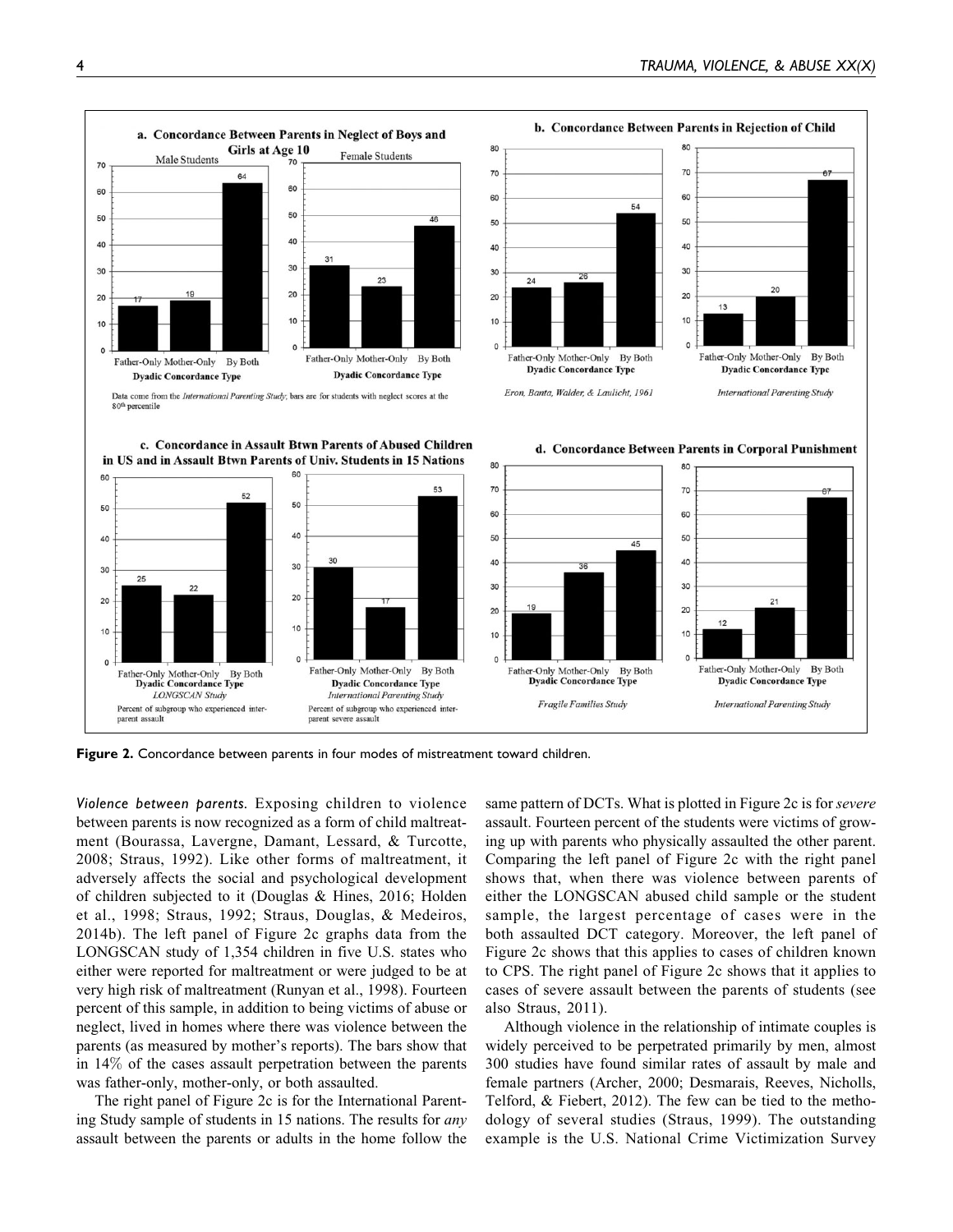Figure 2. Concordance between parents in four modes of mistreatment toward children.

*Violence between parents.* Exposing children to violence between parents is now recognized as a form of child maltreatment (Bourassa, Lavergne, Damant, Lessard, & Turcotte, 2008; Straus, 1992). Like other forms of maltreatment, it adversely affects the social and psychological development of children subjected to it (Douglas & Hines, 2016; Holden et al., 1998; Straus, 1992; Straus, Douglas, & Medeiros, 2014b). The left panel of Figure 2c graphs data from the LONGSCAN study of 1,354 children in five U.S. states who either were reported for maltreatment or were judged to be at very high risk of maltreatment (Runyan et al., 1998). Fourteen percent of this sample, in addition to being victims of abuse or neglect, lived in homes where there was violence between the parents (as measured by mother's reports). The bars show that in 14% of the cases assault perpetration between the parents was father-only, mother-only, or both assaulted.

The right panel of Figure 2c is for the International Parenting Study sample of students in 15 nations. The results for *any* assault between the parents or adults in the home follow the same pattern of DCTs. What is plotted in Figure 2c is for *severe* assault. Fourteen percent of the students were victims of growing up with parents who physically assaulted the other parent. Comparing the left panel of Figure 2c with the right panel shows that, when there was violence between parents of either the LONGSCAN abused child sample or the student sample, the largest percentage of cases were in the both assaulted DCT category. Moreover, the left panel of Figure 2c shows that this applies to cases of children known to CPS. The right panel of Figure 2c shows that it applies to cases of severe assault between the parents of students (see also Straus, 2011).

Although violence in the relationship of intimate couples is widely perceived to be perpetrated primarily by men, almost 300 studies have found similar rates of assault by male and female partners (Archer, 2000; Desmarais, Reeves, Nicholls, Telford, & Fiebert, 2012). The few can be tied to the methodology of several studies (Straus, 1999). The outstanding example is the U.S. National Crime Victimization Survey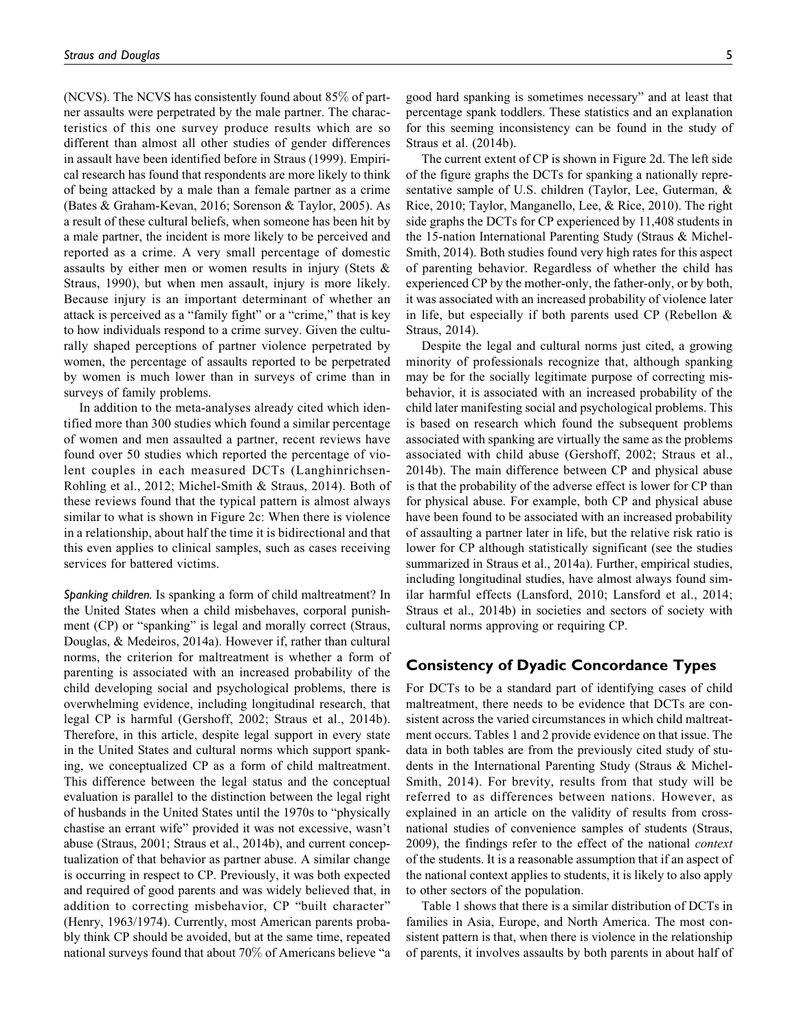(NCVS). The NCVS has consistently found about 85% of partner assaults were perpetrated by the male partner. The characteristics of this one survey produce results which are so different than almost all other studies of gender differences in assault have been identified before in Straus (1999). Empirical research has found that respondents are more likely to think of being attacked by a male than a female partner as a crime (Bates & Graham-Kevan, 2016; Sorenson & Taylor, 2005). As a result of these cultural beliefs, when someone has been hit by a male partner, the incident is more likely to be perceived and reported as a crime. A very small percentage of domestic assaults by either men or women results in injury (Stets & Straus, 1990), but when men assault, injury is more likely. Because injury is an important determinant of whether an attack is perceived as a "family fight" or a "crime," that is key to how individuals respond to a crime survey. Given the culturally shaped perceptions of partner violence perpetrated by women, the percentage of assaults reported to be perpetrated by women is much lower than in surveys of crime than in surveys of family problems.

In addition to the meta-analyses already cited which identified more than 300 studies which found a similar percentage of women and men assaulted a partner, recent reviews have found over 50 studies which reported the percentage of violent couples in each measured DCTs (Langhinrichsen-Rohling et al., 2012; Michel-Smith & Straus, 2014). Both of these reviews found that the typical pattern is almost always similar to what is shown in Figure 2c: When there is violence in a relationship, about half the time it is bidirectional and that this even applies to clinical samples, such as cases receiving services for battered victims.

*Spanking children.* Is spanking a form of child maltreatment? In the United States when a child misbehaves, corporal punishment (CP) or "spanking" is legal and morally correct (Straus, Douglas, & Medeiros, 2014a). However if, rather than cultural norms, the criterion for maltreatment is whether a form of parenting is associated with an increased probability of the child developing social and psychological problems, there is overwhelming evidence, including longitudinal research, that legal CP is harmful (Gershoff, 2002; Straus et al., 2014b). Therefore, in this article, despite legal support in every state in the United States and cultural norms which support spanking, we conceptualized CP as a form of child maltreatment. This difference between the legal status and the conceptual evaluation is parallel to the distinction between the legal right of husbands in the United States until the 1970s to "physically chastise an errant wife" provided it was not excessive, wasn't abuse (Straus, 2001; Straus et al., 2014b), and current conceptualization of that behavior as partner abuse. A similar change is occurring in respect to CP. Previously, it was both expected and required of good parents and was widely believed that, in addition to correcting misbehavior, CP "built character" (Henry, 1963/1974). Currently, most American parents probably think CP should be avoided, but at the same time, repeated national surveys found that about 70% of Americans believe "a good hard spanking is sometimes necessary" and at least that percentage spank toddlers. These statistics and an explanation for this seeming inconsistency can be found in the study of Straus et al. (2014b).

The current extent of CP is shown in Figure 2d. The left side of the figure graphs the DCTs for spanking a nationally representative sample of U.S. children (Taylor, Lee, Guterman, & Rice, 2010; Taylor, Manganello, Lee, & Rice, 2010). The right side graphs the DCTs for CP experienced by 11,408 students in the 15-nation International Parenting Study (Straus & Michel-Smith, 2014). Both studies found very high rates for this aspect of parenting behavior. Regardless of whether the child has experienced CP by the mother-only, the father-only, or by both, it was associated with an increased probability of violence later in life, but especially if both parents used CP (Rebellon & Straus, 2014).

Despite the legal and cultural norms just cited, a growing minority of professionals recognize that, although spanking may be for the socially legitimate purpose of correcting misbehavior, it is associated with an increased probability of the child later manifesting social and psychological problems. This is based on research which found the subsequent problems associated with spanking are virtually the same as the problems associated with child abuse (Gershoff, 2002; Straus et al., 2014b). The main difference between CP and physical abuse is that the probability of the adverse effect is lower for CP than for physical abuse. For example, both CP and physical abuse have been found to be associated with an increased probability of assaulting a partner later in life, but the relative risk ratio is lower for CP although statistically significant (see the studies summarized in Straus et al., 2014a). Further, empirical studies, including longitudinal studies, have almost always found similar harmful effects (Lansford, 2010; Lansford et al., 2014; Straus et al., 2014b) in societies and sectors of society with cultural norms approving or requiring CP.

## Consistency of Dyadic Concordance Types

For DCTs to be a standard part of identifying cases of child maltreatment, there needs to be evidence that DCTs are consistent across the varied circumstances in which child maltreatment occurs. Tables 1 and 2 provide evidence on that issue. The data in both tables are from the previously cited study of students in the International Parenting Study (Straus & Michel-Smith, 2014). For brevity, results from that study will be referred to as differences between nations. However, as explained in an article on the validity of results from cross-national studies of convenience samples of students (Straus, 2009), the findings refer to the effect of the national *context* of the students. It is a reasonable assumption that if an aspect of the national context applies to students, it is likely to also apply to other sectors of the population.

Table 1 shows that there is a similar distribution of DCTs in families in Asia, Europe, and North America. The most consistent pattern is that, when there is violence in the relationship of parents, it involves assaults by both parents in about half of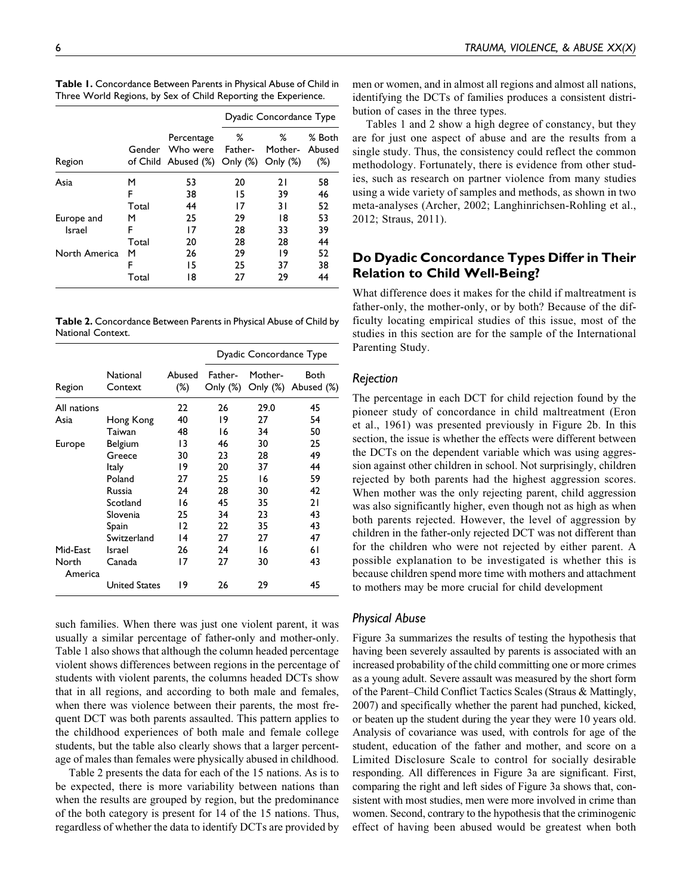**Table 1.** Concordance Between Parents in Physical Abuse of Child in Three World Regions, by Sex of Child Reporting the Experience.

| Region | Gender of Child | Percentage Who were Abused (%) | Dyadic Concordance Type | | |
|---|---|---|---|---|---|
| | | | % Father-Only (%) | % Mother-Only (%) | % Both Abused (%) |
| Asia | M | 53 | 20 | 21 | 58 |
| | F | 38 | 15 | 39 | 46 |
| | Total | 44 | 17 | 31 | 52 |
| Europe and Israel | M | 25 | 29 | 18 | 53 |
| | F | 17 | 28 | 33 | 39 |
| | Total | 20 | 28 | 28 | 44 |
| North America | M | 26 | 29 | 19 | 52 |
| | F | 15 | 25 | 37 | 38 |
| | Total | 18 | 27 | 29 | 44 |

**Table 2.** Concordance Between Parents in Physical Abuse of Child by National Context.

| Region | National Context | Abused (%) | Dyadic Concordance Type | | |
|---|---|---|---|---|---|
| | | | Father-Only (%) | Mother-Only (%) | Both Abused (%) |
| All nations | | 22 | 26 | 29.0 | 45 |
| Asia | Hong Kong | 40 | 19 | 27 | 54 |
| | Taiwan | 48 | 16 | 34 | 50 |
| Europe | Belgium | 13 | 46 | 30 | 25 |
| | Greece | 30 | 23 | 28 | 49 |
| | Italy | 19 | 20 | 37 | 44 |
| | Poland | 27 | 25 | 16 | 59 |
| | Russia | 24 | 28 | 30 | 42 |
| | Scotland | 16 | 45 | 35 | 21 |
| | Slovenia | 25 | 34 | 23 | 43 |
| | Spain | 12 | 22 | 35 | 43 |
| | Switzerland | 14 | 27 | 27 | 47 |
| Mid-East | Israel | 26 | 24 | 16 | 61 |
| North America | Canada | 17 | 27 | 30 | 43 |
| | United States | 19 | 26 | 29 | 45 |

such families. When there was just one violent parent, it was usually a similar percentage of father-only and mother-only. Table 1 also shows that although the column headed percentage violent shows differences between regions in the percentage of students with violent parents, the columns headed DCTs show that in all regions, and according to both male and females, when there was violence between their parents, the most frequent DCT was both parents assaulted. This pattern applies to the childhood experiences of both male and female college students, but the table also clearly shows that a larger percentage of males than females were physically abused in childhood.

Table 2 presents the data for each of the 15 nations. As is to be expected, there is more variability between nations than when the results are grouped by region, but the predominance of the both category is present for 14 of the 15 nations. Thus, regardless of whether the data to identify DCTs are provided by men or women, and in almost all regions and almost all nations, identifying the DCTs of families produces a consistent distribution of cases in the three types.

Tables 1 and 2 show a high degree of constancy, but they are for just one aspect of abuse and are the results from a single study. Thus, the consistency could reflect the common methodology. Fortunately, there is evidence from other studies, such as research on partner violence from many studies using a wide variety of samples and methods, as shown in two meta-analyses (Archer, 2002; Langhinrichsen-Rohling et al., 2012; Straus, 2011).

## Do Dyadic Concordance Types Differ in Their Relation to Child Well-Being?

What difference does it makes for the child if maltreatment is father-only, the mother-only, or by both? Because of the difficulty locating empirical studies of this issue, most of the studies in this section are for the sample of the International Parenting Study.

### *Rejection*

The percentage in each DCT for child rejection found by the pioneer study of concordance in child maltreatment (Eron et al., 1961) was presented previously in Figure 2b. In this section, the issue is whether the effects were different between the DCTs on the dependent variable which was using aggression against other children in school. Not surprisingly, children rejected by both parents had the highest aggression scores. When mother was the only rejecting parent, child aggression was also significantly higher, even though not as high as when both parents rejected. However, the level of aggression by children in the father-only rejected DCT was not different than for the children who were not rejected by either parent. A possible explanation to be investigated is whether this is because children spend more time with mothers and attachment to mothers may be more crucial for child development

### *Physical Abuse*

Figure 3a summarizes the results of testing the hypothesis that having been severely assaulted by parents is associated with an increased probability of the child committing one or more crimes as a young adult. Severe assault was measured by the short form of the Parent–Child Conflict Tactics Scales (Straus & Mattingly, 2007) and specifically whether the parent had punched, kicked, or beaten up the student during the year they were 10 years old. Analysis of covariance was used, with controls for age of the student, education of the father and mother, and score on a Limited Disclosure Scale to control for socially desirable responding. All differences in Figure 3a are significant. First, comparing the right and left sides of Figure 3a shows that, consistent with most studies, men were more involved in crime than women. Second, contrary to the hypothesis that the criminogenic effect of having been abused would be greatest when both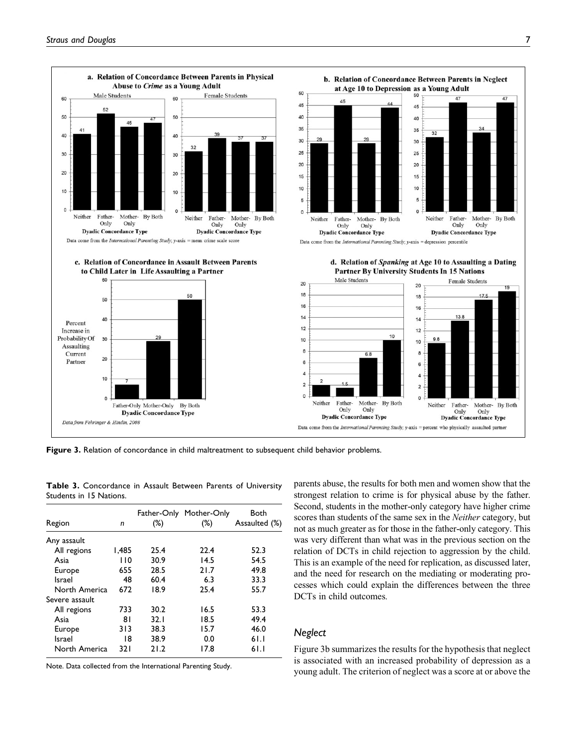Figure 3. Relation of concordance in child maltreatment to subsequent child behavior problems.

Table 3. Concordance in Assault Between Parents of University Students in 15 Nations.

| Region | n | Father-Only (%) | Mother-Only (%) | Both Assaulted (%) |
|---|---|---|---|---|
| Any assault | | | | |
| All regions | 1,485 | 25.4 | 22.4 | 52.3 |
| Asia | 110 | 30.9 | 14.5 | 54.5 |
| Europe | 655 | 28.5 | 21.7 | 49.8 |
| Israel | 48 | 60.4 | 6.3 | 33.3 |
| North America | 672 | 18.9 | 25.4 | 55.7 |
| Severe assault | | | | |
| All regions | 733 | 30.2 | 16.5 | 53.3 |
| Asia | 81 | 32.1 | 18.5 | 49.4 |
| Europe | 313 | 38.3 | 15.7 | 46.0 |
| Israel | 18 | 38.9 | 0.0 | 61.1 |
| North America | 321 | 21.2 | 17.8 | 61.1 |

Note. Data collected from the International Parenting Study.

parents abuse, the results for both men and women show that the strongest relation to crime is for physical abuse by the father. Second, students in the mother-only category have higher crime scores than students of the same sex in the *Neither* category, but not as much greater as for those in the father-only category. This was very different than what was in the previous section on the relation of DCTs in child rejection to aggression by the child. This is an example of the need for replication, as discussed later, and the need for research on the mediating or moderating processes which could explain the differences between the three DCTs in child outcomes.

## Neglect

Figure 3b summarizes the results for the hypothesis that neglect is associated with an increased probability of depression as a young adult. The criterion of neglect was a score at or above the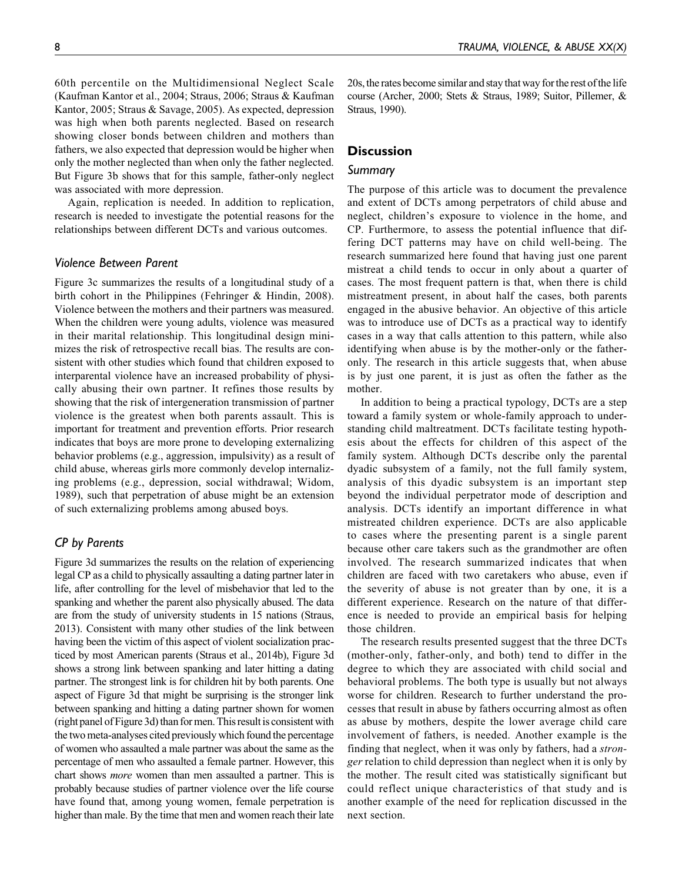60th percentile on the Multidimensional Neglect Scale (Kaufman Kantor et al., 2004; Straus, 2006; Straus & Kaufman Kantor, 2005; Straus & Savage, 2005). As expected, depression was high when both parents neglected. Based on research showing closer bonds between children and mothers than fathers, we also expected that depression would be higher when only the mother neglected than when only the father neglected. But Figure 3b shows that for this sample, father-only neglect was associated with more depression.

Again, replication is needed. In addition to replication, research is needed to investigate the potential reasons for the relationships between different DCTs and various outcomes.

### *Violence Between Parent*

Figure 3c summarizes the results of a longitudinal study of a birth cohort in the Philippines (Fehringer & Hindin, 2008). Violence between the mothers and their partners was measured. When the children were young adults, violence was measured in their marital relationship. This longitudinal design minimizes the risk of retrospective recall bias. The results are consistent with other studies which found that children exposed to interparental violence have an increased probability of physically abusing their own partner. It refines those results by showing that the risk of intergeneration transmission of partner violence is the greatest when both parents assault. This is important for treatment and prevention efforts. Prior research indicates that boys are more prone to developing externalizing behavior problems (e.g., aggression, impulsivity) as a result of child abuse, whereas girls more commonly develop internalizing problems (e.g., depression, social withdrawal; Widom, 1989), such that perpetration of abuse might be an extension of such externalizing problems among abused boys.

### *CP by Parents*

Figure 3d summarizes the results on the relation of experiencing legal CP as a child to physically assaulting a dating partner later in life, after controlling for the level of misbehavior that led to the spanking and whether the parent also physically abused. The data are from the study of university students in 15 nations (Straus, 2013). Consistent with many other studies of the link between having been the victim of this aspect of violent socialization practiced by most American parents (Straus et al., 2014b), Figure 3d shows a strong link between spanking and later hitting a dating partner. The strongest link is for children hit by both parents. One aspect of Figure 3d that might be surprising is the stronger link between spanking and hitting a dating partner shown for women (right panel of Figure 3d) than for men. This result is consistent with the two meta-analyses cited previously which found the percentage of women who assaulted a male partner was about the same as the percentage of men who assaulted a female partner. However, this chart shows *more* women than men assaulted a partner. This is probably because studies of partner violence over the life course have found that, among young women, female perpetration is higher than male. By the time that men and women reach their late 20s, the rates become similar and stay that way for the rest of the life course (Archer, 2000; Stets & Straus, 1989; Suitor, Pillemer, & Straus, 1990).

## Discussion

### *Summary*

The purpose of this article was to document the prevalence and extent of DCTs among perpetrators of child abuse and neglect, children's exposure to violence in the home, and CP. Furthermore, to assess the potential influence that differing DCT patterns may have on child well-being. The research summarized here found that having just one parent mistreat a child tends to occur in only about a quarter of cases. The most frequent pattern is that, when there is child mistreatment present, in about half the cases, both parents engaged in the abusive behavior. An objective of this article was to introduce use of DCTs as a practical way to identify cases in a way that calls attention to this pattern, while also identifying when abuse is by the mother-only or the father-only. The research in this article suggests that, when abuse is by just one parent, it is just as often the father as the mother.

In addition to being a practical typology, DCTs are a step toward a family system or whole-family approach to understanding child maltreatment. DCTs facilitate testing hypothesis about the effects for children of this aspect of the family system. Although DCTs describe only the parental dyadic subsystem of a family, not the full family system, analysis of this dyadic subsystem is an important step beyond the individual perpetrator mode of description and analysis. DCTs identify an important difference in what mistreated children experience. DCTs are also applicable to cases where the presenting parent is a single parent because other care takers such as the grandmother are often involved. The research summarized indicates that when children are faced with two caretakers who abuse, even if the severity of abuse is not greater than by one, it is a different experience. Research on the nature of that difference is needed to provide an empirical basis for helping those children.

The research results presented suggest that the three DCTs (mother-only, father-only, and both) tend to differ in the degree to which they are associated with child social and behavioral problems. The both type is usually but not always worse for children. Research to further understand the processes that result in abuse by fathers occurring almost as often as abuse by mothers, despite the lower average child care involvement of fathers, is needed. Another example is the finding that neglect, when it was only by fathers, had a *stronger* relation to child depression than neglect when it is only by the mother. The result cited was statistically significant but could reflect unique characteristics of that study and is another example of the need for replication discussed in the next section.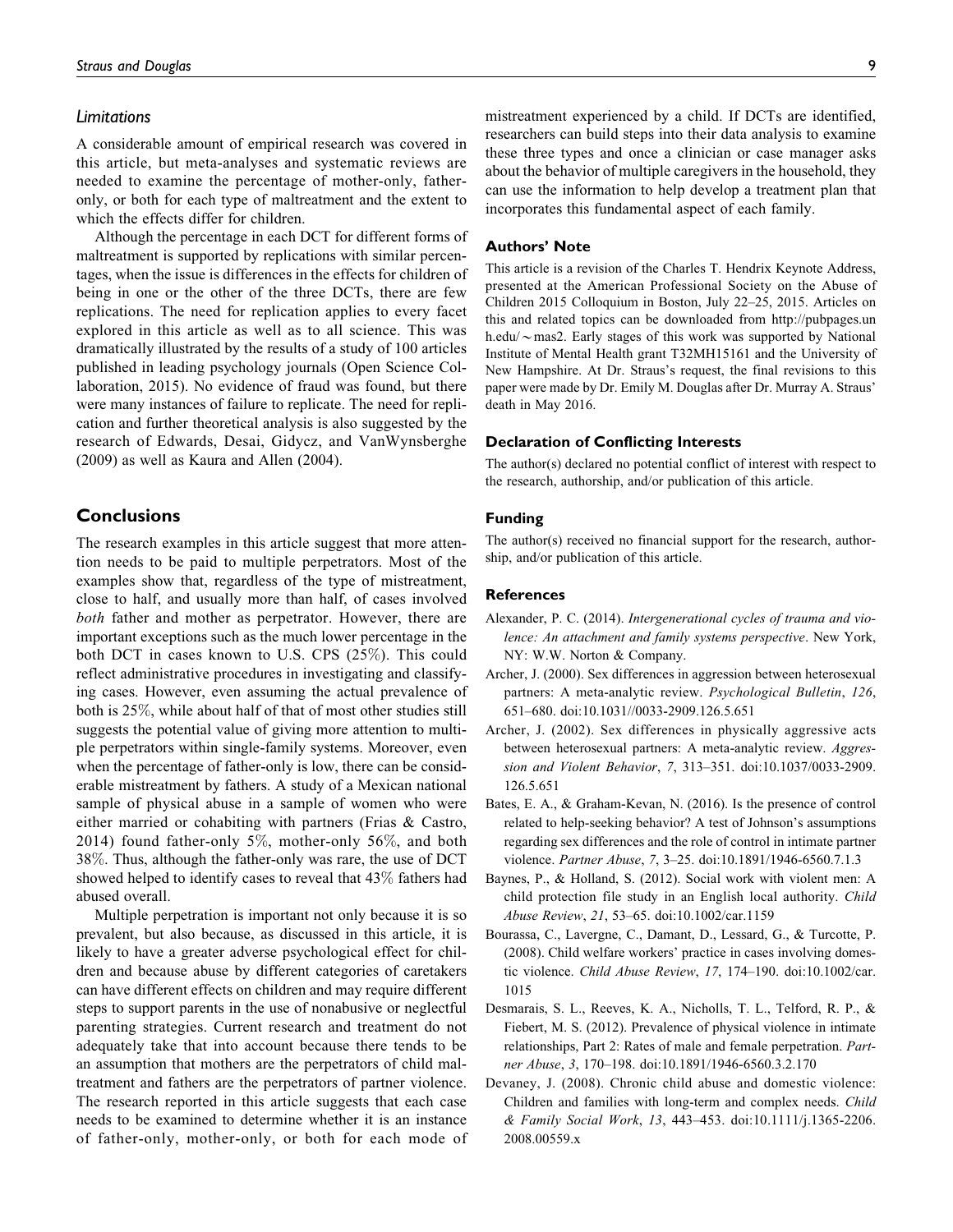### Limitations

A considerable amount of empirical research was covered in this article, but meta-analyses and systematic reviews are needed to examine the percentage of mother-only, father-only, or both for each type of maltreatment and the extent to which the effects differ for children.

Although the percentage in each DCT for different forms of maltreatment is supported by replications with similar percentages, when the issue is differences in the effects for children of being in one or the other of the three DCTs, there are few replications. The need for replication applies to every facet explored in this article as well as to all science. This was dramatically illustrated by the results of a study of 100 articles published in leading psychology journals (Open Science Collaboration, 2015). No evidence of fraud was found, but there were many instances of failure to replicate. The need for replication and further theoretical analysis is also suggested by the research of Edwards, Desai, Gidycz, and VanWynsberghe (2009) as well as Kaura and Allen (2004).

## Conclusions

The research examples in this article suggest that more attention needs to be paid to multiple perpetrators. Most of the examples show that, regardless of the type of mistreatment, close to half, and usually more than half, of cases involved *both* father and mother as perpetrator. However, there are important exceptions such as the much lower percentage in the both DCT in cases known to U.S. CPS (25%). This could reflect administrative procedures in investigating and classifying cases. However, even assuming the actual prevalence of both is 25%, while about half of that of most other studies still suggests the potential value of giving more attention to multiple perpetrators within single-family systems. Moreover, even when the percentage of father-only is low, there can be considerable mistreatment by fathers. A study of a Mexican national sample of physical abuse in a sample of women who were either married or cohabiting with partners (Frias & Castro, 2014) found father-only 5%, mother-only 56%, and both 38%. Thus, although the father-only was rare, the use of DCT showed helped to identify cases to reveal that 43% fathers had abused overall.

Multiple perpetration is important not only because it is so prevalent, but also because, as discussed in this article, it is likely to have a greater adverse psychological effect for children and because abuse by different categories of caretakers can have different effects on children and may require different steps to support parents in the use of nonabusive or neglectful parenting strategies. Current research and treatment do not adequately take that into account because there tends to be an assumption that mothers are the perpetrators of child maltreatment and fathers are the perpetrators of partner violence. The research reported in this article suggests that each case needs to be examined to determine whether it is an instance of father-only, mother-only, or both for each mode of mistreatment experienced by a child. If DCTs are identified, researchers can build steps into their data analysis to examine these three types and once a clinician or case manager asks about the behavior of multiple caregivers in the household, they can use the information to help develop a treatment plan that incorporates this fundamental aspect of each family.

### Authors' Note

This article is a revision of the Charles T. Hendrix Keynote Address, presented at the American Professional Society on the Abuse of Children 2015 Colloquium in Boston, July 22–25, 2015. Articles on this and related topics can be downloaded from http://pubpages.unh.edu/~mas2. Early stages of this work was supported by National Institute of Mental Health grant T32MH15161 and the University of New Hampshire. At Dr. Straus's request, the final revisions to this paper were made by Dr. Emily M. Douglas after Dr. Murray A. Straus' death in May 2016.

### Declaration of Conflicting Interests

The author(s) declared no potential conflict of interest with respect to the research, authorship, and/or publication of this article.

### Funding

The author(s) received no financial support for the research, authorship, and/or publication of this article.

### References

Alexander, P. C. (2014). *Intergenerational cycles of trauma and violence: An attachment and family systems perspective*. New York, NY: W.W. Norton & Company.

Archer, J. (2000). Sex differences in aggression between heterosexual partners: A meta-analytic review. *Psychological Bulletin*, *126*, 651–680. doi:10.1031//0033-2909.126.5.651

Archer, J. (2002). Sex differences in physically aggressive acts between heterosexual partners: A meta-analytic review. *Aggression and Violent Behavior*, *7*, 313–351. doi:10.1037/0033-2909.126.5.651

Bates, E. A., & Graham-Kevan, N. (2016). Is the presence of control related to help-seeking behavior? A test of Johnson's assumptions regarding sex differences and the role of control in intimate partner violence. *Partner Abuse*, *7*, 3–25. doi:10.1891/1946-6560.7.1.3

Baynes, P., & Holland, S. (2012). Social work with violent men: A child protection file study in an English local authority. *Child Abuse Review*, *21*, 53–65. doi:10.1002/car.1159

Bourassa, C., Lavergne, C., Damant, D., Lessard, G., & Turcotte, P. (2008). Child welfare workers' practice in cases involving domestic violence. *Child Abuse Review*, *17*, 174–190. doi:10.1002/car.1015

Desmarais, S. L., Reeves, K. A., Nicholls, T. L., Telford, R. P., & Fiebert, M. S. (2012). Prevalence of physical violence in intimate relationships, Part 2: Rates of male and female perpetration. *Partner Abuse*, *3*, 170–198. doi:10.1891/1946-6560.3.2.170

Devaney, J. (2008). Chronic child abuse and domestic violence: Children and families with long-term and complex needs. *Child & Family Social Work*, *13*, 443–453. doi:10.1111/j.1365-2206.2008.00559.x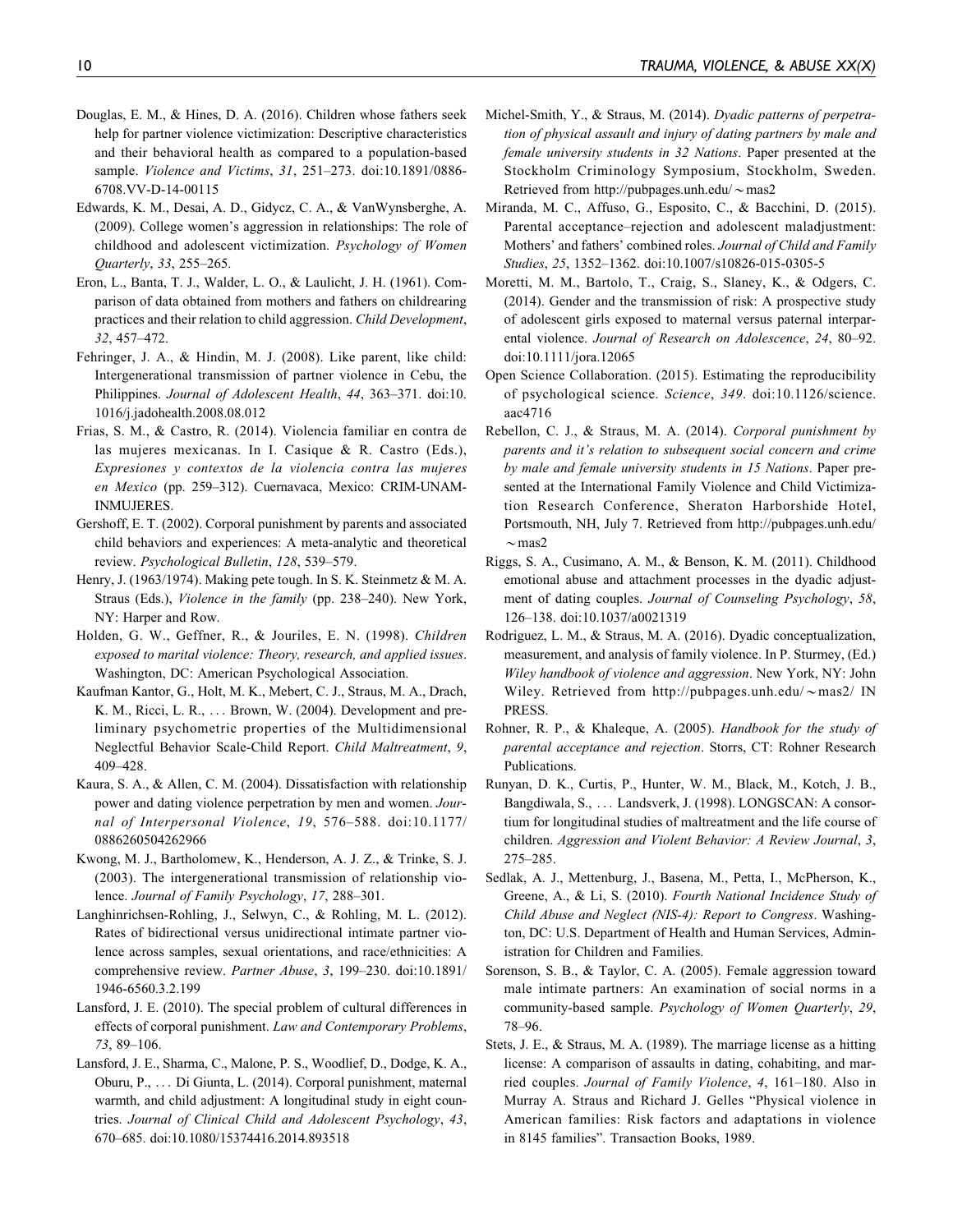Douglas, E. M., & Hines, D. A. (2016). Children whose fathers seek help for partner violence victimization: Descriptive characteristics and their behavioral health as compared to a population-based sample. *Violence and Victims*, *31*, 251–273. doi:10.1891/0886-6708.VV-D-14-00115

Edwards, K. M., Desai, A. D., Gidycz, C. A., & VanWynsberghe, A. (2009). College women's aggression in relationships: The role of childhood and adolescent victimization. *Psychology of Women Quarterly*, *33*, 255–265.

Eron, L., Banta, T. J., Walder, L. O., & Laulicht, J. H. (1961). Comparison of data obtained from mothers and fathers on childrearing practices and their relation to child aggression. *Child Development*, *32*, 457–472.

Fehringer, J. A., & Hindin, M. J. (2008). Like parent, like child: Intergenerational transmission of partner violence in Cebu, the Philippines. *Journal of Adolescent Health*, *44*, 363–371. doi:10.1016/j.jadohealth.2008.08.012

Frias, S. M., & Castro, R. (2014). Violencia familiar en contra de las mujeres mexicanas. In I. Casique & R. Castro (Eds.), *Expresiones y contextos de la violencia contra las mujeres en Mexico* (pp. 259–312). Cuernavaca, Mexico: CRIM-UNAM-INMUJERES.

Gershoff, E. T. (2002). Corporal punishment by parents and associated child behaviors and experiences: A meta-analytic and theoretical review. *Psychological Bulletin*, *128*, 539–579.

Henry, J. (1963/1974). Making pete tough. In S. K. Steinmetz & M. A. Straus (Eds.), *Violence in the family* (pp. 238–240). New York, NY: Harper and Row.

Holden, G. W., Geffner, R., & Jouriles, E. N. (1998). *Children exposed to marital violence: Theory, research, and applied issues*. Washington, DC: American Psychological Association.

Kaufman Kantor, G., Holt, M. K., Mebert, C. J., Straus, M. A., Drach, K. M., Ricci, L. R., … Brown, W. (2004). Development and preliminary psychometric properties of the Multidimensional Neglectful Behavior Scale-Child Report. *Child Maltreatment*, *9*, 409–428.

Kaura, S. A., & Allen, C. M. (2004). Dissatisfaction with relationship power and dating violence perpetration by men and women. *Journal of Interpersonal Violence*, *19*, 576–588. doi:10.1177/0886260504262966

Kwong, M. J., Bartholomew, K., Henderson, A. J. Z., & Trinke, S. J. (2003). The intergenerational transmission of relationship violence. *Journal of Family Psychology*, *17*, 288–301.

Langhinrichsen-Rohling, J., Selwyn, C., & Rohling, M. L. (2012). Rates of bidirectional versus unidirectional intimate partner violence across samples, sexual orientations, and race/ethnicities: A comprehensive review. *Partner Abuse*, *3*, 199–230. doi:10.1891/1946-6560.3.2.199

Lansford, J. E. (2010). The special problem of cultural differences in effects of corporal punishment. *Law and Contemporary Problems*, *73*, 89–106.

Lansford, J. E., Sharma, C., Malone, P. S., Woodlief, D., Dodge, K. A., Oburu, P., … Di Giunta, L. (2014). Corporal punishment, maternal warmth, and child adjustment: A longitudinal study in eight countries. *Journal of Clinical Child and Adolescent Psychology*, *43*, 670–685. doi:10.1080/15374416.2014.893518

Michel-Smith, Y., & Straus, M. (2014). *Dyadic patterns of perpetration of physical assault and injury of dating partners by male and female university students in 32 Nations*. Paper presented at the Stockholm Criminology Symposium, Stockholm, Sweden. Retrieved from http://pubpages.unh.edu/∼mas2

Miranda, M. C., Affuso, G., Esposito, C., & Bacchini, D. (2015). Parental acceptance–rejection and adolescent maladjustment: Mothers' and fathers' combined roles. *Journal of Child and Family Studies*, *25*, 1352–1362. doi:10.1007/s10826-015-0305-5

Moretti, M. M., Bartolo, T., Craig, S., Slaney, K., & Odgers, C. (2014). Gender and the transmission of risk: A prospective study of adolescent girls exposed to maternal versus paternal interparental violence. *Journal of Research on Adolescence*, *24*, 80–92. doi:10.1111/jora.12065

Open Science Collaboration. (2015). Estimating the reproducibility of psychological science. *Science*, *349*. doi:10.1126/science.aac4716

Rebellon, C. J., & Straus, M. A. (2014). *Corporal punishment by parents and it's relation to subsequent social concern and crime by male and female university students in 15 Nations*. Paper presented at the International Family Violence and Child Victimization Research Conference, Sheraton Harborshide Hotel, Portsmouth, NH, July 7. Retrieved from http://pubpages.unh.edu/∼mas2

Riggs, S. A., Cusimano, A. M., & Benson, K. M. (2011). Childhood emotional abuse and attachment processes in the dyadic adjustment of dating couples. *Journal of Counseling Psychology*, *58*, 126–138. doi:10.1037/a0021319

Rodriguez, L. M., & Straus, M. A. (2016). Dyadic conceptualization, measurement, and analysis of family violence. In P. Sturmey, (Ed.) *Wiley handbook of violence and aggression*. New York, NY: John Wiley. Retrieved from http://pubpages.unh.edu/∼mas2/ IN PRESS.

Rohner, R. P., & Khaleque, A. (2005). *Handbook for the study of parental acceptance and rejection*. Storrs, CT: Rohner Research Publications.

Runyan, D. K., Curtis, P., Hunter, W. M., Black, M., Kotch, J. B., Bangdiwala, S., … Landsverk, J. (1998). LONGSCAN: A consortium for longitudinal studies of maltreatment and the life course of children. *Aggression and Violent Behavior: A Review Journal*, *3*, 275–285.

Sedlak, A. J., Mettenburg, J., Basena, M., Petta, I., McPherson, K., Greene, A., & Li, S. (2010). *Fourth National Incidence Study of Child Abuse and Neglect (NIS-4): Report to Congress*. Washington, DC: U.S. Department of Health and Human Services, Administration for Children and Families.

Sorenson, S. B., & Taylor, C. A. (2005). Female aggression toward male intimate partners: An examination of social norms in a community-based sample. *Psychology of Women Quarterly*, *29*, 78–96.

Stets, J. E., & Straus, M. A. (1989). The marriage license as a hitting license: A comparison of assaults in dating, cohabiting, and married couples. *Journal of Family Violence*, *4*, 161–180. Also in Murray A. Straus and Richard J. Gelles "Physical violence in American families: Risk factors and adaptations in violence in 8145 families". Transaction Books, 1989.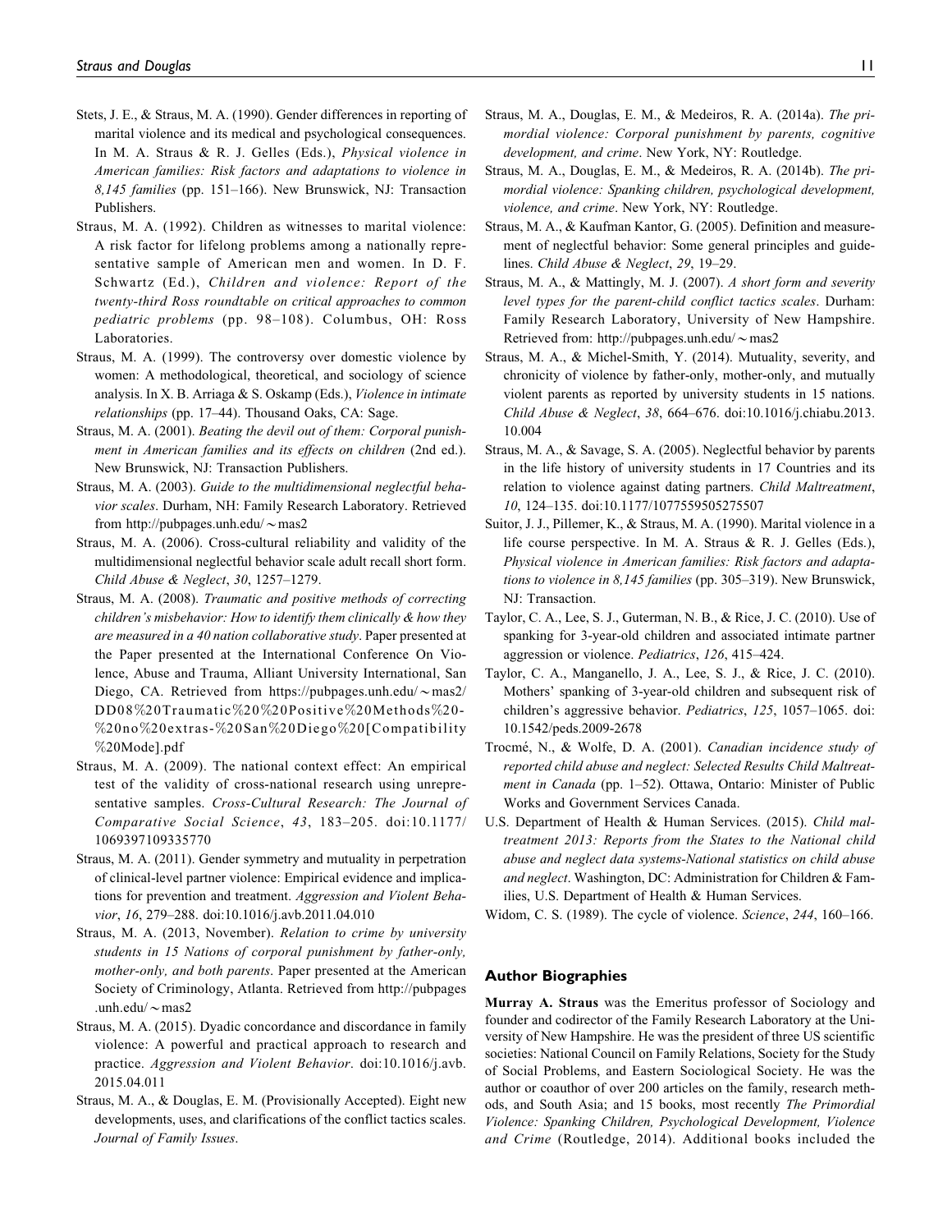Stets, J. E., & Straus, M. A. (1990). Gender differences in reporting of marital violence and its medical and psychological consequences. In M. A. Straus & R. J. Gelles (Eds.), *Physical violence in American families: Risk factors and adaptations to violence in 8,145 families* (pp. 151–166). New Brunswick, NJ: Transaction Publishers.

Straus, M. A. (1992). Children as witnesses to marital violence: A risk factor for lifelong problems among a nationally representative sample of American men and women. In D. F. Schwartz (Ed.), *Children and violence: Report of the twenty-third Ross roundtable on critical approaches to common pediatric problems* (pp. 98–108). Columbus, OH: Ross Laboratories.

Straus, M. A. (1999). The controversy over domestic violence by women: A methodological, theoretical, and sociology of science analysis. In X. B. Arriaga & S. Oskamp (Eds.), *Violence in intimate relationships* (pp. 17–44). Thousand Oaks, CA: Sage.

Straus, M. A. (2001). *Beating the devil out of them: Corporal punishment in American families and its effects on children* (2nd ed.). New Brunswick, NJ: Transaction Publishers.

Straus, M. A. (2003). *Guide to the multidimensional neglectful behavior scales*. Durham, NH: Family Research Laboratory. Retrieved from http://pubpages.unh.edu/~mas2

Straus, M. A. (2006). Cross-cultural reliability and validity of the multidimensional neglectful behavior scale adult recall short form. *Child Abuse & Neglect*, *30*, 1257–1279.

Straus, M. A. (2008). *Traumatic and positive methods of correcting children's misbehavior: How to identify them clinically & how they are measured in a 40 nation collaborative study*. Paper presented at the Paper presented at the International Conference On Violence, Abuse and Trauma, Alliant University International, San Diego, CA. Retrieved from https://pubpages.unh.edu/~mas2/DD08%20Traumatic%20%20Positive%20Methods%20-%20no%20extras-%20San%20Diego%20[Compatibility%20Mode].pdf

Straus, M. A. (2009). The national context effect: An empirical test of the validity of cross-national research using unrepresentative samples. *Cross-Cultural Research: The Journal of Comparative Social Science*, *43*, 183–205. doi:10.1177/1069397109335770

Straus, M. A. (2011). Gender symmetry and mutuality in perpetration of clinical-level partner violence: Empirical evidence and implications for prevention and treatment. *Aggression and Violent Behavior*, *16*, 279–288. doi:10.1016/j.avb.2011.04.010

Straus, M. A. (2013, November). *Relation to crime by university students in 15 Nations of corporal punishment by father-only, mother-only, and both parents*. Paper presented at the American Society of Criminology, Atlanta. Retrieved from http://pubpages.unh.edu/~mas2

Straus, M. A. (2015). Dyadic concordance and discordance in family violence: A powerful and practical approach to research and practice. *Aggression and Violent Behavior*. doi:10.1016/j.avb.2015.04.011

Straus, M. A., & Douglas, E. M. (Provisionally Accepted). Eight new developments, uses, and clarifications of the conflict tactics scales. *Journal of Family Issues*.

Straus, M. A., Douglas, E. M., & Medeiros, R. A. (2014a). *The primordial violence: Corporal punishment by parents, cognitive development, and crime*. New York, NY: Routledge.

Straus, M. A., Douglas, E. M., & Medeiros, R. A. (2014b). *The primordial violence: Spanking children, psychological development, violence, and crime*. New York, NY: Routledge.

Straus, M. A., & Kaufman Kantor, G. (2005). Definition and measurement of neglectful behavior: Some general principles and guidelines. *Child Abuse & Neglect*, *29*, 19–29.

Straus, M. A., & Mattingly, M. J. (2007). *A short form and severity level types for the parent-child conflict tactics scales*. Durham: Family Research Laboratory, University of New Hampshire. Retrieved from: http://pubpages.unh.edu/~mas2

Straus, M. A., & Michel-Smith, Y. (2014). Mutuality, severity, and chronicity of violence by father-only, mother-only, and mutually violent parents as reported by university students in 15 nations. *Child Abuse & Neglect*, *38*, 664–676. doi:10.1016/j.chiabu.2013.10.004

Straus, M. A., & Savage, S. A. (2005). Neglectful behavior by parents in the life history of university students in 17 Countries and its relation to violence against dating partners. *Child Maltreatment*, *10*, 124–135. doi:10.1177/1077559505275507

Suitor, J. J., Pillemer, K., & Straus, M. A. (1990). Marital violence in a life course perspective. In M. A. Straus & R. J. Gelles (Eds.), *Physical violence in American families: Risk factors and adaptations to violence in 8,145 families* (pp. 305–319). New Brunswick, NJ: Transaction.

Taylor, C. A., Lee, S. J., Guterman, N. B., & Rice, J. C. (2010). Use of spanking for 3-year-old children and associated intimate partner aggression or violence. *Pediatrics*, *126*, 415–424.

Taylor, C. A., Manganello, J. A., Lee, S. J., & Rice, J. C. (2010). Mothers' spanking of 3-year-old children and subsequent risk of children's aggressive behavior. *Pediatrics*, *125*, 1057–1065. doi:10.1542/peds.2009-2678

Trocmé, N., & Wolfe, D. A. (2001). *Canadian incidence study of reported child abuse and neglect: Selected Results Child Maltreatment in Canada* (pp. 1–52). Ottawa, Ontario: Minister of Public Works and Government Services Canada.

U.S. Department of Health & Human Services. (2015). *Child maltreatment 2013: Reports from the States to the National child abuse and neglect data systems-National statistics on child abuse and neglect*. Washington, DC: Administration for Children & Families, U.S. Department of Health & Human Services.

Widom, C. S. (1989). The cycle of violence. *Science*, *244*, 160–166.

## Author Biographies

**Murray A. Straus** was the Emeritus professor of Sociology and founder and codirector of the Family Research Laboratory at the University of New Hampshire. He was the president of three US scientific societies: National Council on Family Relations, Society for the Study of Social Problems, and Eastern Sociological Society. He was the author or coauthor of over 200 articles on the family, research methods, and South Asia; and 15 books, most recently *The Primordial Violence: Spanking Children, Psychological Development, Violence and Crime* (Routledge, 2014). Additional books included the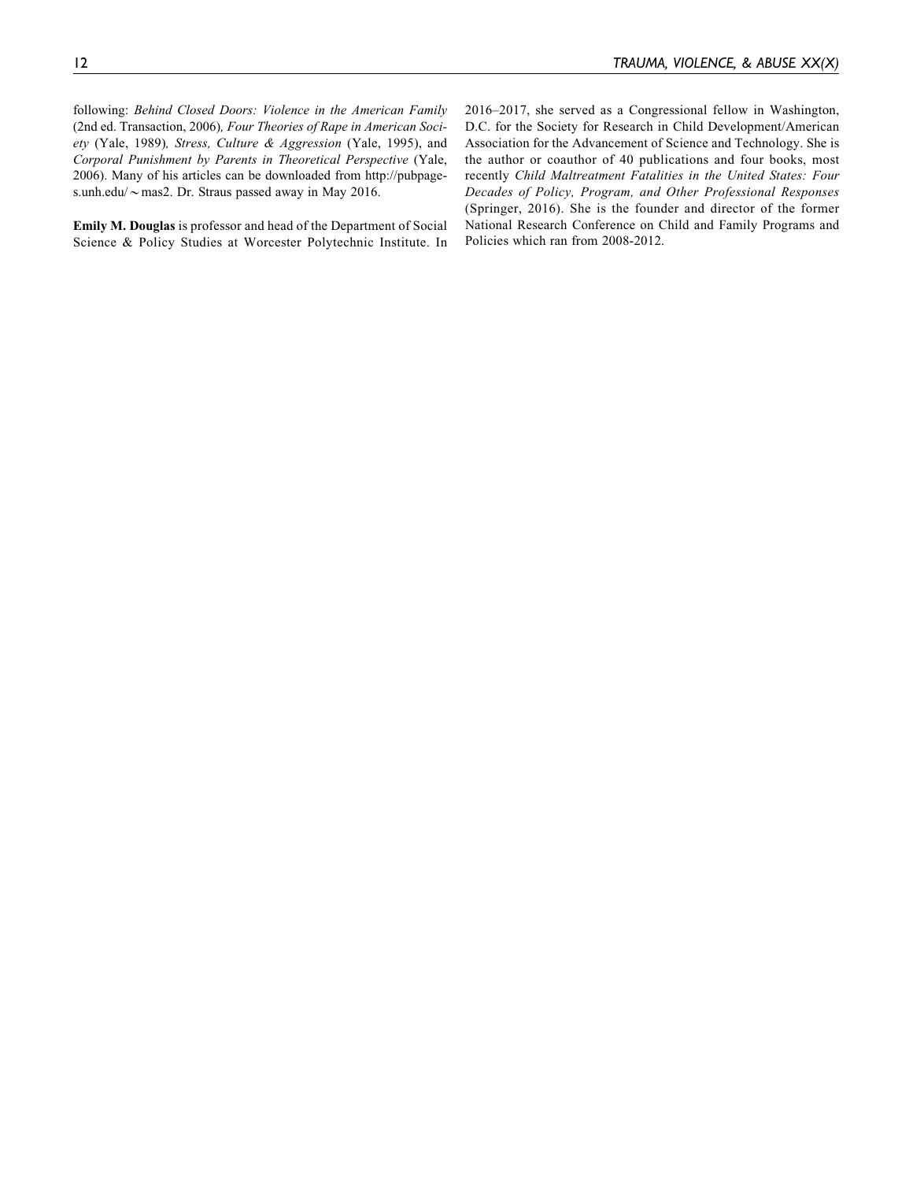following: *Behind Closed Doors: Violence in the American Family* (2nd ed. Transaction, 2006), *Four Theories of Rape in American Society* (Yale, 1989), *Stress, Culture & Aggression* (Yale, 1995), and *Corporal Punishment by Parents in Theoretical Perspective* (Yale, 2006). Many of his articles can be downloaded from http://pubpages.unh.edu/~mas2. Dr. Straus passed away in May 2016.

**Emily M. Douglas** is professor and head of the Department of Social Science & Policy Studies at Worcester Polytechnic Institute. In 2016–2017, she served as a Congressional fellow in Washington, D.C. for the Society for Research in Child Development/American Association for the Advancement of Science and Technology. She is the author or coauthor of 40 publications and four books, most recently *Child Maltreatment Fatalities in the United States: Four Decades of Policy, Program, and Other Professional Responses* (Springer, 2016). She is the founder and director of the former National Research Conference on Child and Family Programs and Policies which ran from 2008-2012.